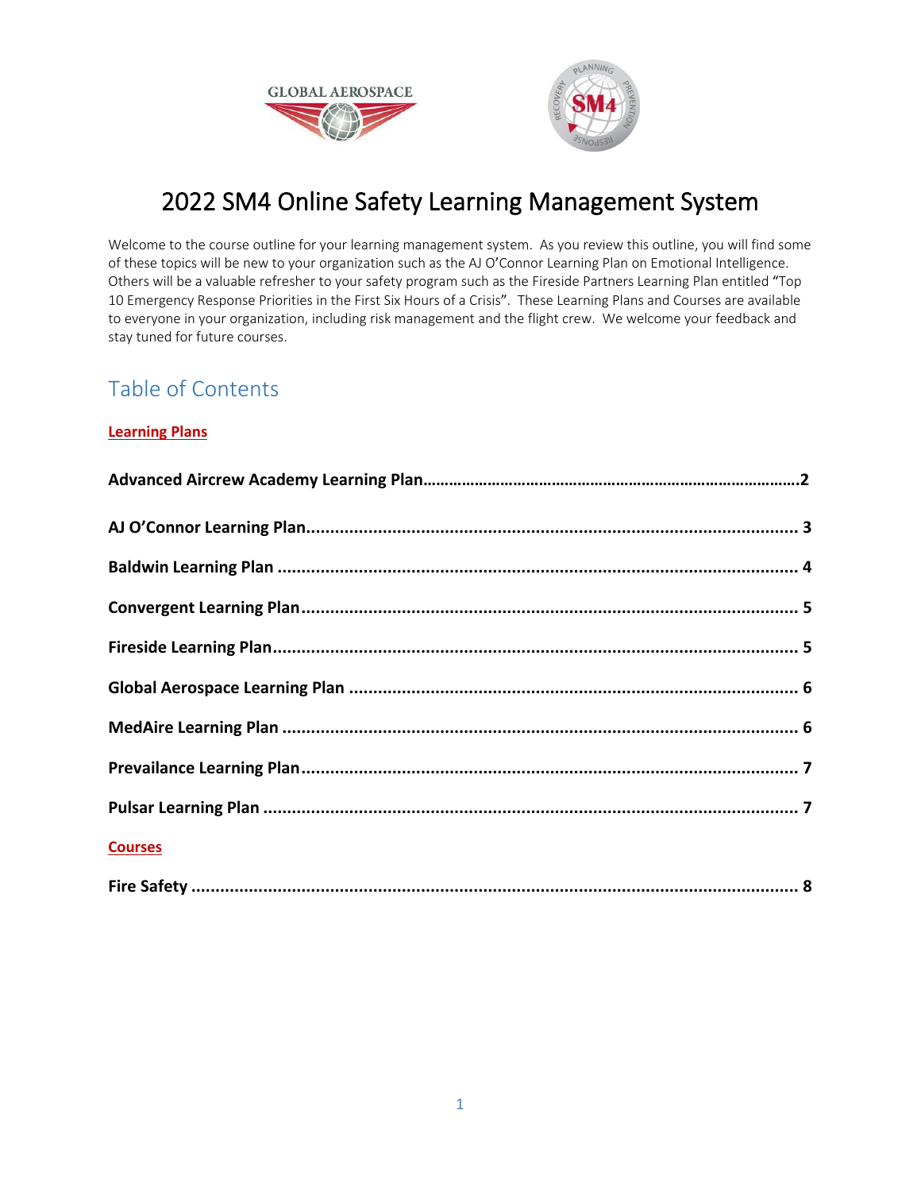# 2022 SM4 Online Safety Learning Management System

Welcome to the course outline for your learning management system. As you review this outline, you will find some of these topics will be new to your organization such as the AJ O'Connor Learning Plan on Emotional Intelligence. Others will be a valuable refresher to your safety program such as the Fireside Partners Learning Plan entitled "Top 10 Emergency Response Priorities in the First Six Hours of a Crisis". These Learning Plans and Courses are available to everyone in your organization, including risk management and the flight crew. We welcome your feedback and stay tuned for future courses.

## Table of Contents

**Learning Plans**

**Advanced Aircrew Academy Learning Plan……………………………………………………………………………2**

**AJ O'Connor Learning Plan........................................................................................................ 3**

**Baldwin Learning Plan ............................................................................................................... 4**

**Convergent Learning Plan.......................................................................................................... 5**

**Fireside Learning Plan................................................................................................................ 5**

**Global Aerospace Learning Plan ............................................................................................... 6**

**MedAire Learning Plan .............................................................................................................. 6**

**Prevailance Learning Plan.......................................................................................................... 7**

**Pulsar Learning Plan .................................................................................................................. 7**

**Courses**

**Fire Safety .................................................................................................................................. 8**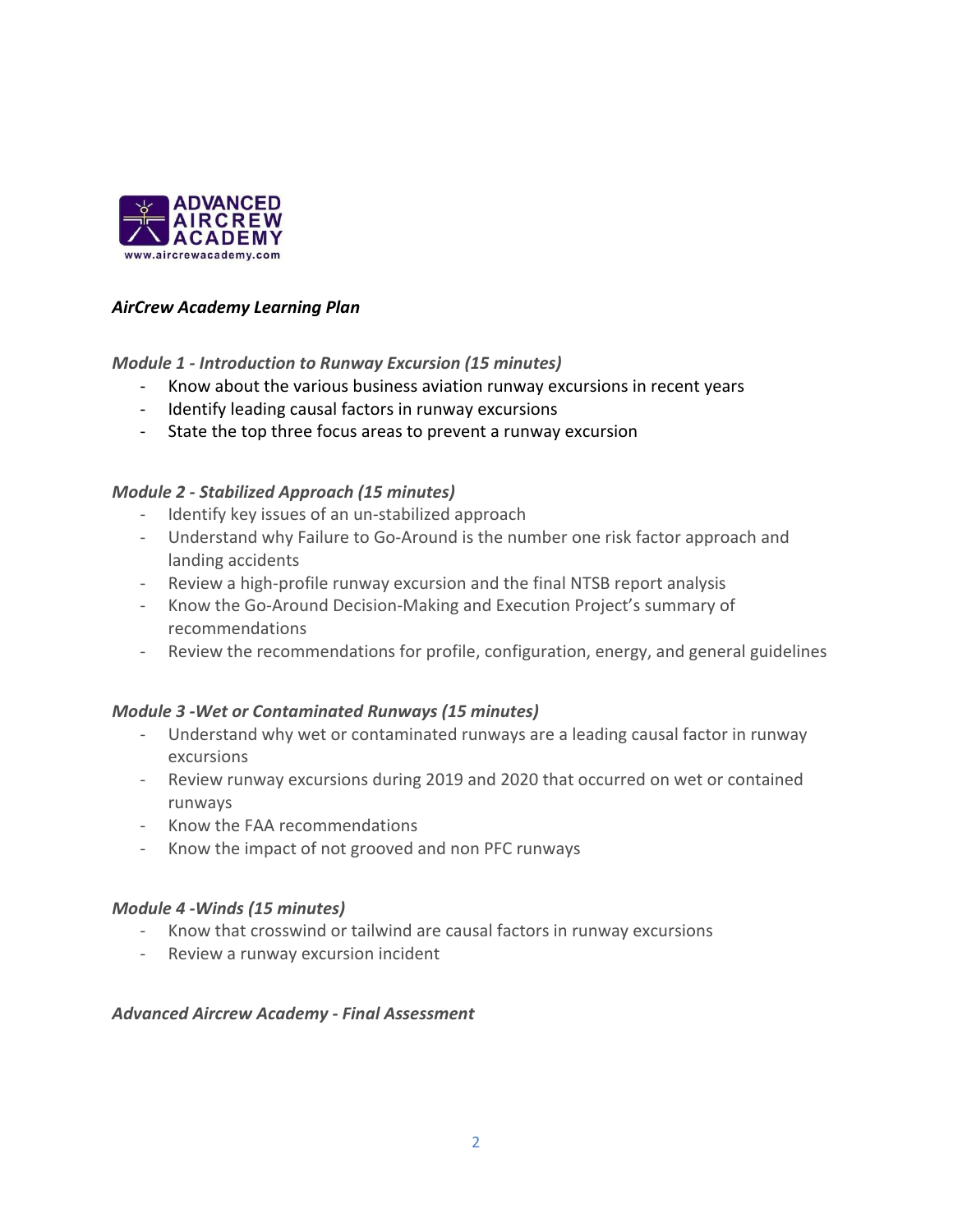***AirCrew Academy Learning Plan***

***Module 1 - Introduction to Runway Excursion (15 minutes)***

- Know about the various business aviation runway excursions in recent years
- Identify leading causal factors in runway excursions
- State the top three focus areas to prevent a runway excursion

***Module 2 - Stabilized Approach (15 minutes)***

- Identify key issues of an un-stabilized approach
- Understand why Failure to Go-Around is the number one risk factor approach and landing accidents
- Review a high-profile runway excursion and the final NTSB report analysis
- Know the Go-Around Decision-Making and Execution Project's summary of recommendations
- Review the recommendations for profile, configuration, energy, and general guidelines

***Module 3 -Wet or Contaminated Runways (15 minutes)***

- Understand why wet or contaminated runways are a leading causal factor in runway excursions
- Review runway excursions during 2019 and 2020 that occurred on wet or contained runways
- Know the FAA recommendations
- Know the impact of not grooved and non PFC runways

***Module 4 -Winds (15 minutes)***

- Know that crosswind or tailwind are causal factors in runway excursions
- Review a runway excursion incident

***Advanced Aircrew Academy - Final Assessment***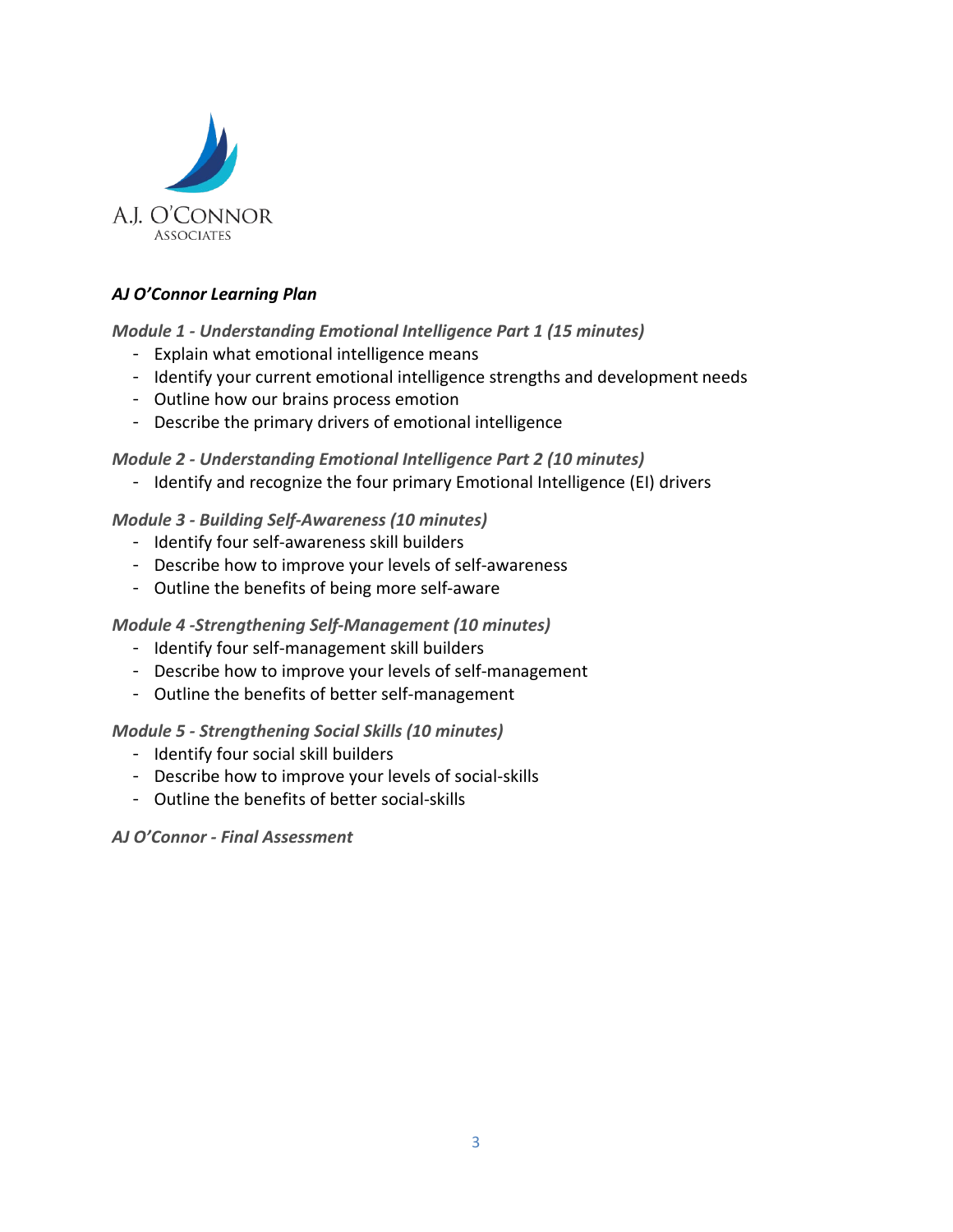A.J. O'CONNOR
ASSOCIATES

***AJ O'Connor Learning Plan***

***Module 1 - Understanding Emotional Intelligence Part 1 (15 minutes)***

- Explain what emotional intelligence means
- Identify your current emotional intelligence strengths and development needs
- Outline how our brains process emotion
- Describe the primary drivers of emotional intelligence

***Module 2 - Understanding Emotional Intelligence Part 2 (10 minutes)***

- Identify and recognize the four primary Emotional Intelligence (EI) drivers

***Module 3 - Building Self-Awareness (10 minutes)***

- Identify four self-awareness skill builders
- Describe how to improve your levels of self-awareness
- Outline the benefits of being more self-aware

***Module 4 -Strengthening Self-Management (10 minutes)***

- Identify four self-management skill builders
- Describe how to improve your levels of self-management
- Outline the benefits of better self-management

***Module 5 - Strengthening Social Skills (10 minutes)***

- Identify four social skill builders
- Describe how to improve your levels of social-skills
- Outline the benefits of better social-skills

***AJ O'Connor - Final Assessment***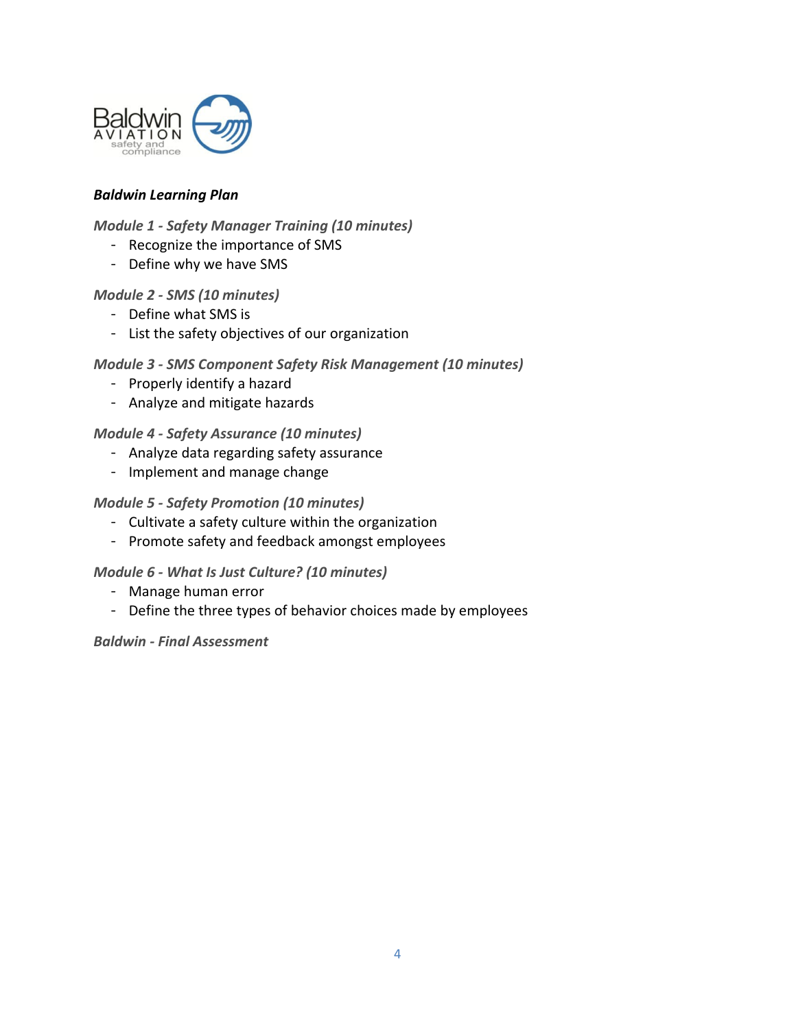***Baldwin Learning Plan***

*Module 1 - Safety Manager Training (10 minutes)*

- Recognize the importance of SMS
- Define why we have SMS

*Module 2 - SMS (10 minutes)*

- Define what SMS is
- List the safety objectives of our organization

*Module 3 - SMS Component Safety Risk Management (10 minutes)*

- Properly identify a hazard
- Analyze and mitigate hazards

*Module 4 - Safety Assurance (10 minutes)*

- Analyze data regarding safety assurance
- Implement and manage change

*Module 5 - Safety Promotion (10 minutes)*

- Cultivate a safety culture within the organization
- Promote safety and feedback amongst employees

*Module 6 - What Is Just Culture? (10 minutes)*

- Manage human error
- Define the three types of behavior choices made by employees

*Baldwin - Final Assessment*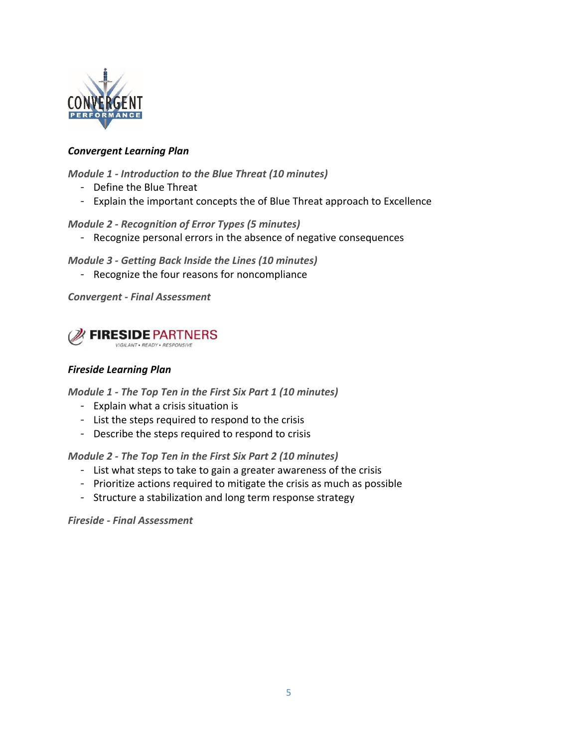***Convergent Learning Plan***

*Module 1 - Introduction to the Blue Threat (10 minutes)*

- Define the Blue Threat
- Explain the important concepts the of Blue Threat approach to Excellence

*Module 2 - Recognition of Error Types (5 minutes)*

- Recognize personal errors in the absence of negative consequences

*Module 3 - Getting Back Inside the Lines (10 minutes)*

- Recognize the four reasons for noncompliance

*Convergent - Final Assessment*

***Fireside Learning Plan***

*Module 1 - The Top Ten in the First Six Part 1 (10 minutes)*

- Explain what a crisis situation is
- List the steps required to respond to the crisis
- Describe the steps required to respond to crisis

*Module 2 - The Top Ten in the First Six Part 2 (10 minutes)*

- List what steps to take to gain a greater awareness of the crisis
- Prioritize actions required to mitigate the crisis as much as possible
- Structure a stabilization and long term response strategy

*Fireside - Final Assessment*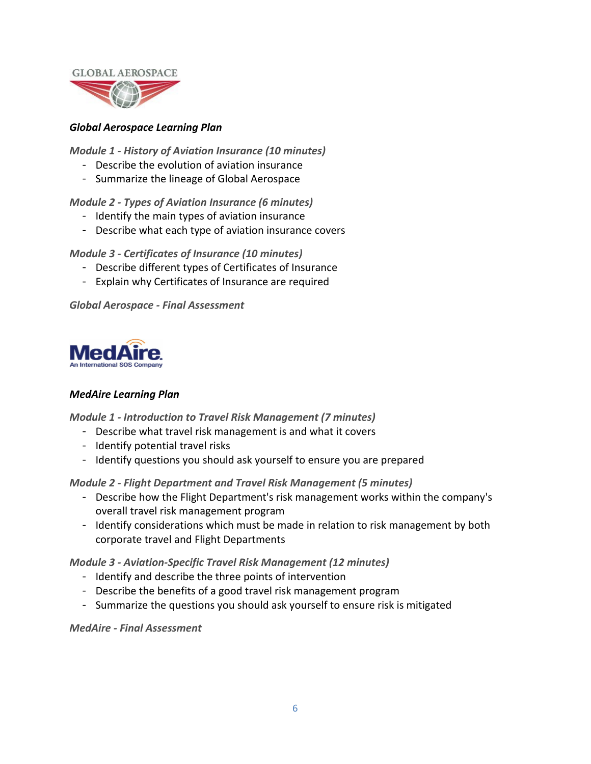GLOBAL AEROSPACE

***Global Aerospace Learning Plan***

*Module 1 - History of Aviation Insurance (10 minutes)*

- Describe the evolution of aviation insurance
- Summarize the lineage of Global Aerospace

*Module 2 - Types of Aviation Insurance (6 minutes)*

- Identify the main types of aviation insurance
- Describe what each type of aviation insurance covers

*Module 3 - Certificates of Insurance (10 minutes)*

- Describe different types of Certificates of Insurance
- Explain why Certificates of Insurance are required

*Global Aerospace - Final Assessment*

MedAire. An International SOS Company

***MedAire Learning Plan***

*Module 1 - Introduction to Travel Risk Management (7 minutes)*

- Describe what travel risk management is and what it covers
- Identify potential travel risks
- Identify questions you should ask yourself to ensure you are prepared

*Module 2 - Flight Department and Travel Risk Management (5 minutes)*

- Describe how the Flight Department's risk management works within the company's overall travel risk management program
- Identify considerations which must be made in relation to risk management by both corporate travel and Flight Departments

*Module 3 - Aviation-Specific Travel Risk Management (12 minutes)*

- Identify and describe the three points of intervention
- Describe the benefits of a good travel risk management program
- Summarize the questions you should ask yourself to ensure risk is mitigated

*MedAire - Final Assessment*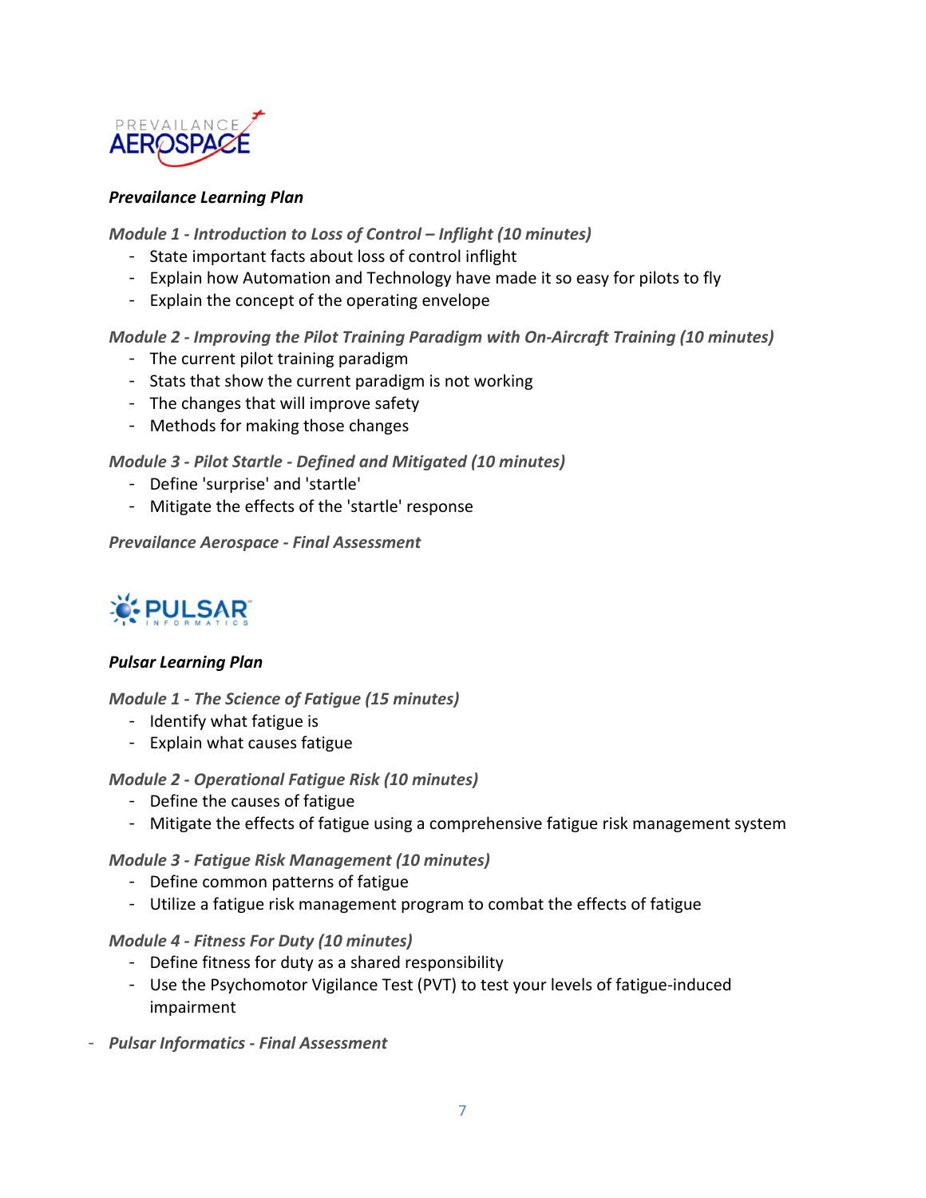PREVAILANCE AEROSPACE

***Prevailance Learning Plan***

***Module 1 - Introduction to Loss of Control – Inflight (10 minutes)***

- State important facts about loss of control inflight
- Explain how Automation and Technology have made it so easy for pilots to fly
- Explain the concept of the operating envelope

***Module 2 - Improving the Pilot Training Paradigm with On-Aircraft Training (10 minutes)***

- The current pilot training paradigm
- Stats that show the current paradigm is not working
- The changes that will improve safety
- Methods for making those changes

***Module 3 - Pilot Startle - Defined and Mitigated (10 minutes)***

- Define 'surprise' and 'startle'
- Mitigate the effects of the 'startle' response

***Prevailance Aerospace - Final Assessment***

PULSAR INFORMATICS

***Pulsar Learning Plan***

***Module 1 - The Science of Fatigue (15 minutes)***

- Identify what fatigue is
- Explain what causes fatigue

***Module 2 - Operational Fatigue Risk (10 minutes)***

- Define the causes of fatigue
- Mitigate the effects of fatigue using a comprehensive fatigue risk management system

***Module 3 - Fatigue Risk Management (10 minutes)***

- Define common patterns of fatigue
- Utilize a fatigue risk management program to combat the effects of fatigue

***Module 4 - Fitness For Duty (10 minutes)***

- Define fitness for duty as a shared responsibility
- Use the Psychomotor Vigilance Test (PVT) to test your levels of fatigue-induced impairment

- ***Pulsar Informatics - Final Assessment***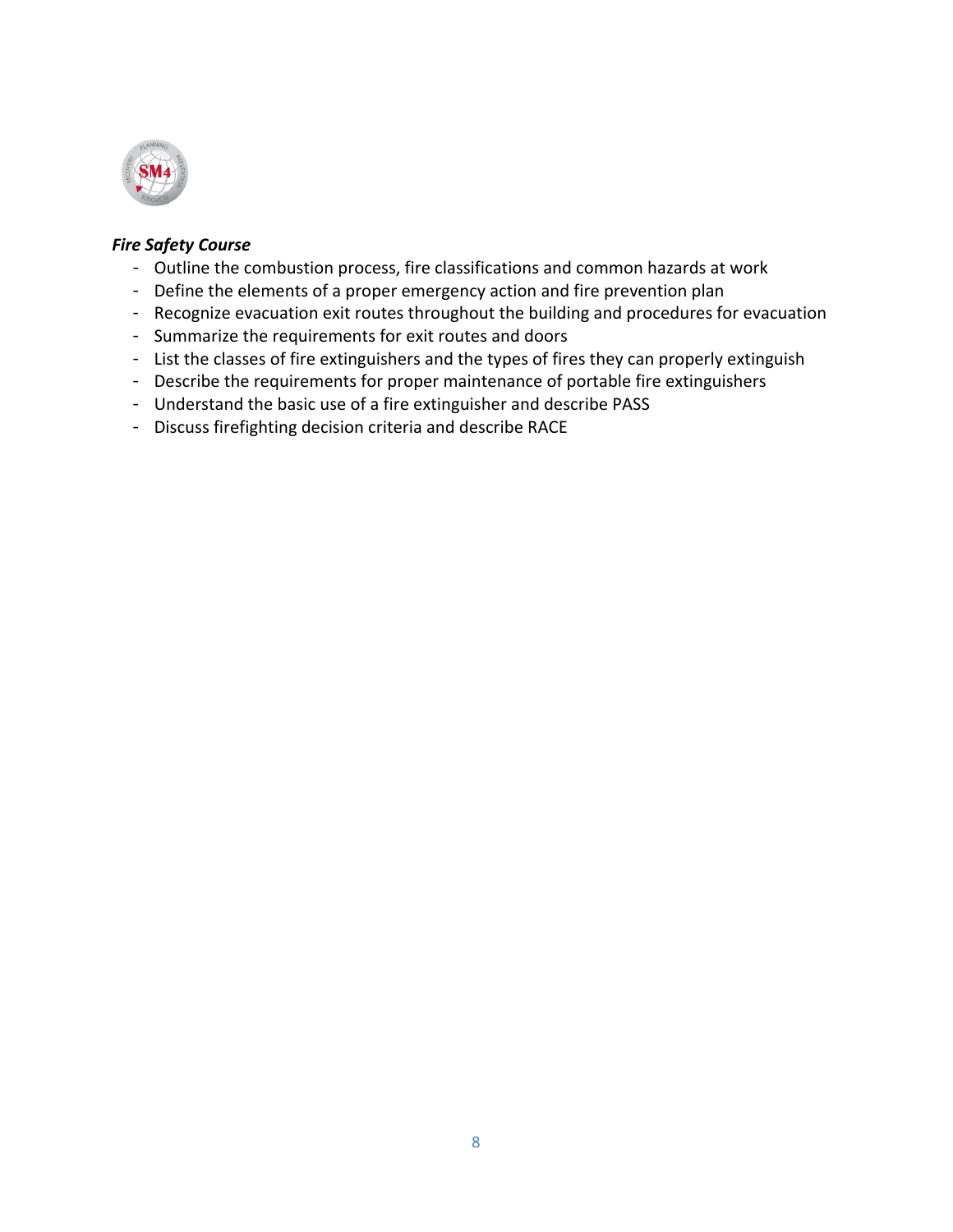***Fire Safety Course***

- Outline the combustion process, fire classifications and common hazards at work
- Define the elements of a proper emergency action and fire prevention plan
- Recognize evacuation exit routes throughout the building and procedures for evacuation
- Summarize the requirements for exit routes and doors
- List the classes of fire extinguishers and the types of fires they can properly extinguish
- Describe the requirements for proper maintenance of portable fire extinguishers
- Understand the basic use of a fire extinguisher and describe PASS
- Discuss firefighting decision criteria and describe RACE